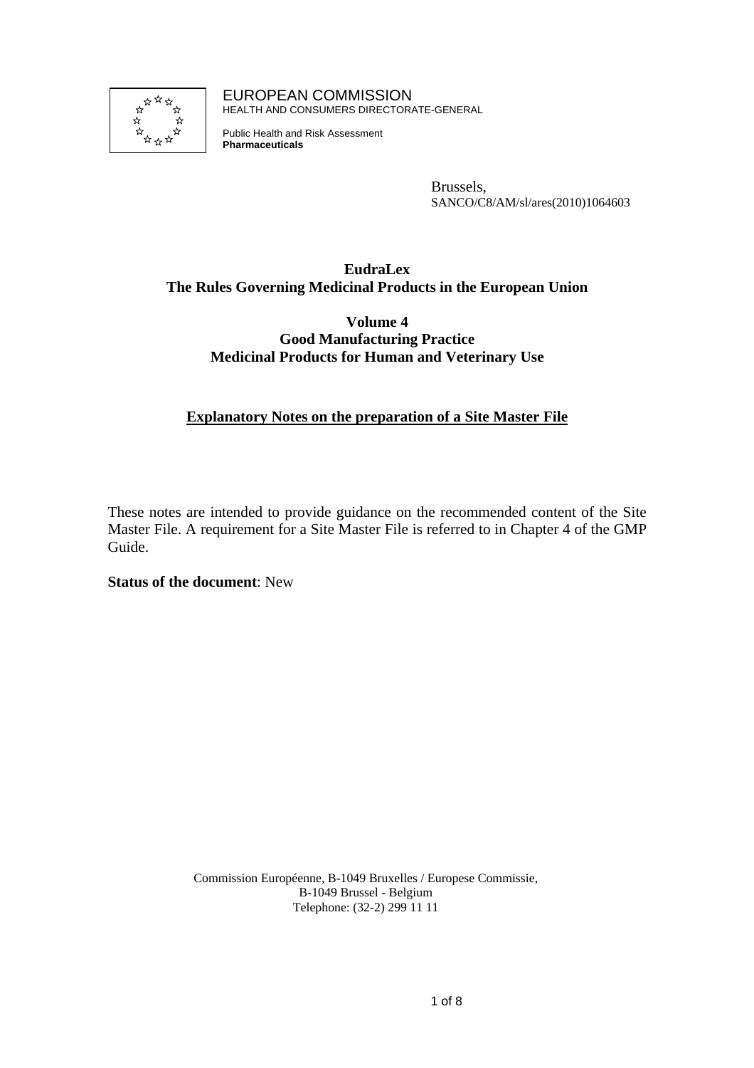EUROPEAN COMMISSION
HEALTH AND CONSUMERS DIRECTORATE-GENERAL

Public Health and Risk Assessment
**Pharmaceuticals**

Brussels,
SANCO/C8/AM/sl/ares(2010)1064603

# EudraLex
# The Rules Governing Medicinal Products in the European Union

## Volume 4
## Good Manufacturing Practice
## Medicinal Products for Human and Veterinary Use

## Explanatory Notes on the preparation of a Site Master File

These notes are intended to provide guidance on the recommended content of the Site Master File. A requirement for a Site Master File is referred to in Chapter 4 of the GMP Guide.

**Status of the document**: New

Commission Européenne, B-1049 Bruxelles / Europese Commissie,
B-1049 Brussel - Belgium
Telephone: (32-2) 299 11 11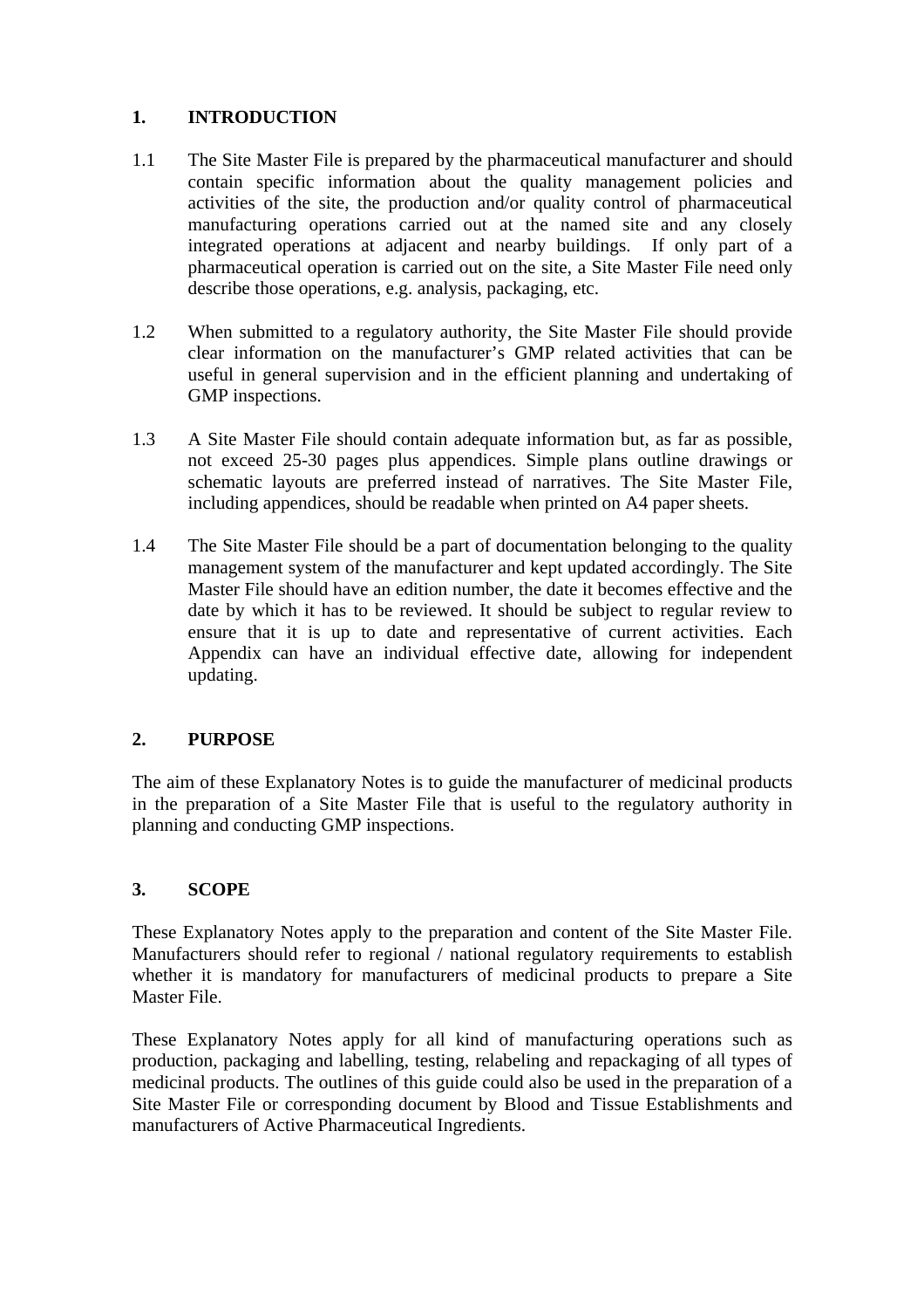## 1. INTRODUCTION

1.1 The Site Master File is prepared by the pharmaceutical manufacturer and should contain specific information about the quality management policies and activities of the site, the production and/or quality control of pharmaceutical manufacturing operations carried out at the named site and any closely integrated operations at adjacent and nearby buildings. If only part of a pharmaceutical operation is carried out on the site, a Site Master File need only describe those operations, e.g. analysis, packaging, etc.

1.2 When submitted to a regulatory authority, the Site Master File should provide clear information on the manufacturer's GMP related activities that can be useful in general supervision and in the efficient planning and undertaking of GMP inspections.

1.3 A Site Master File should contain adequate information but, as far as possible, not exceed 25-30 pages plus appendices. Simple plans outline drawings or schematic layouts are preferred instead of narratives. The Site Master File, including appendices, should be readable when printed on A4 paper sheets.

1.4 The Site Master File should be a part of documentation belonging to the quality management system of the manufacturer and kept updated accordingly. The Site Master File should have an edition number, the date it becomes effective and the date by which it has to be reviewed. It should be subject to regular review to ensure that it is up to date and representative of current activities. Each Appendix can have an individual effective date, allowing for independent updating.

## 2. PURPOSE

The aim of these Explanatory Notes is to guide the manufacturer of medicinal products in the preparation of a Site Master File that is useful to the regulatory authority in planning and conducting GMP inspections.

## 3. SCOPE

These Explanatory Notes apply to the preparation and content of the Site Master File. Manufacturers should refer to regional / national regulatory requirements to establish whether it is mandatory for manufacturers of medicinal products to prepare a Site Master File.

These Explanatory Notes apply for all kind of manufacturing operations such as production, packaging and labelling, testing, relabeling and repackaging of all types of medicinal products. The outlines of this guide could also be used in the preparation of a Site Master File or corresponding document by Blood and Tissue Establishments and manufacturers of Active Pharmaceutical Ingredients.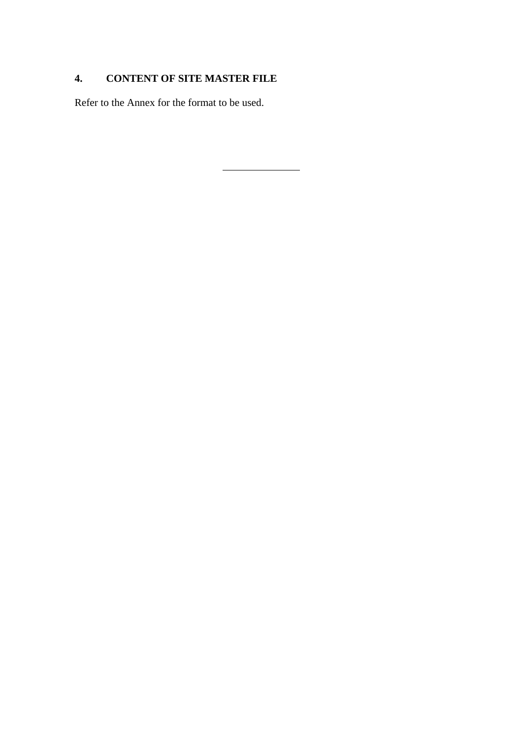## 4. CONTENT OF SITE MASTER FILE

Refer to the Annex for the format to be used.

---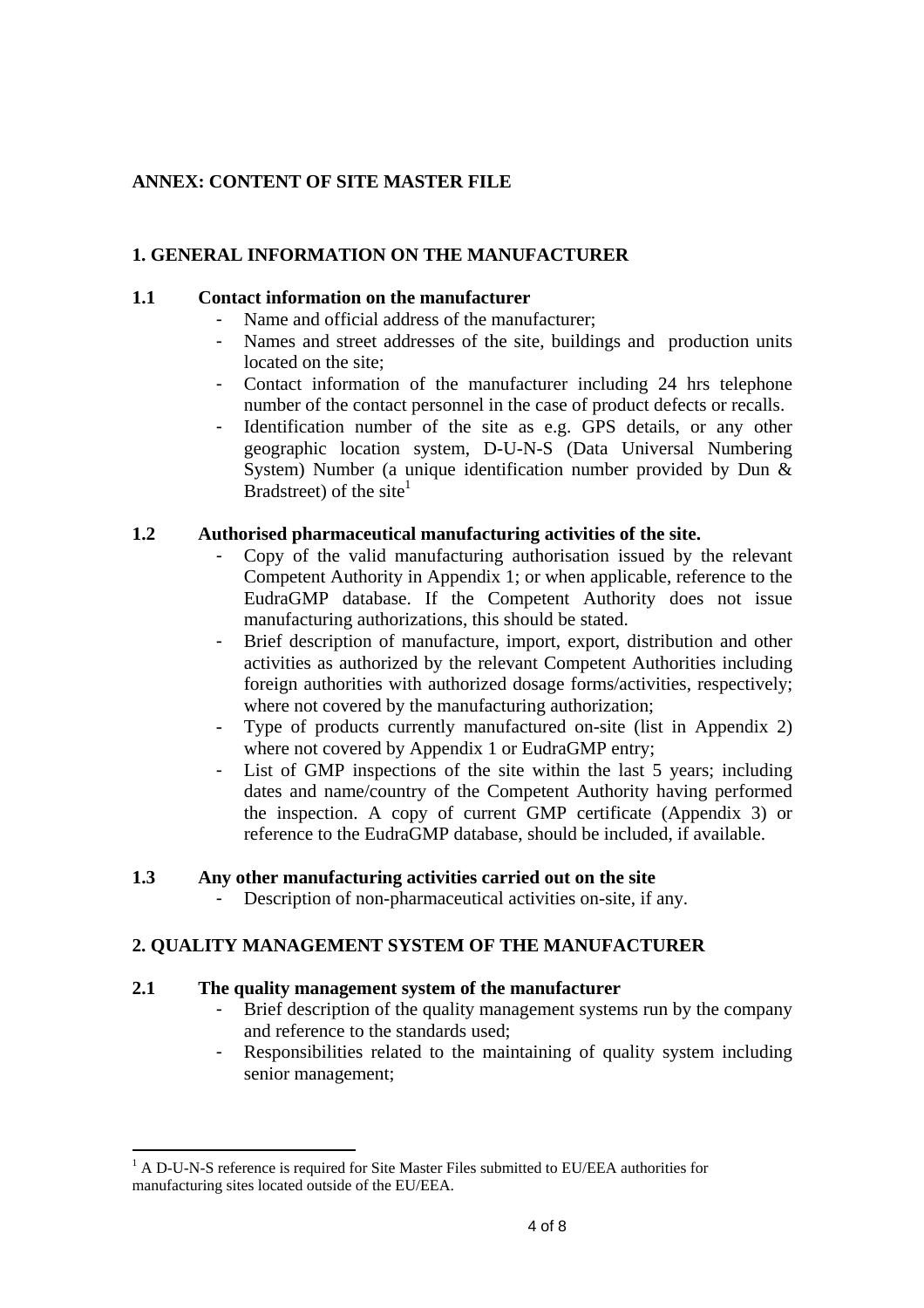## ANNEX: CONTENT OF SITE MASTER FILE

### 1. GENERAL INFORMATION ON THE MANUFACTURER

#### 1.1 Contact information on the manufacturer

- Name and official address of the manufacturer;
- Names and street addresses of the site, buildings and production units located on the site;
- Contact information of the manufacturer including 24 hrs telephone number of the contact personnel in the case of product defects or recalls.
- Identification number of the site as e.g. GPS details, or any other geographic location system, D-U-N-S (Data Universal Numbering System) Number (a unique identification number provided by Dun & Bradstreet) of the site[1]

#### 1.2 Authorised pharmaceutical manufacturing activities of the site.

- Copy of the valid manufacturing authorisation issued by the relevant Competent Authority in Appendix 1; or when applicable, reference to the EudraGMP database. If the Competent Authority does not issue manufacturing authorizations, this should be stated.
- Brief description of manufacture, import, export, distribution and other activities as authorized by the relevant Competent Authorities including foreign authorities with authorized dosage forms/activities, respectively; where not covered by the manufacturing authorization;
- Type of products currently manufactured on-site (list in Appendix 2) where not covered by Appendix 1 or EudraGMP entry;
- List of GMP inspections of the site within the last 5 years; including dates and name/country of the Competent Authority having performed the inspection. A copy of current GMP certificate (Appendix 3) or reference to the EudraGMP database, should be included, if available.

#### 1.3 Any other manufacturing activities carried out on the site

- Description of non-pharmaceutical activities on-site, if any.

### 2. QUALITY MANAGEMENT SYSTEM OF THE MANUFACTURER

#### 2.1 The quality management system of the manufacturer

- Brief description of the quality management systems run by the company and reference to the standards used;
- Responsibilities related to the maintaining of quality system including senior management;

[1] A D-U-N-S reference is required for Site Master Files submitted to EU/EEA authorities for manufacturing sites located outside of the EU/EEA.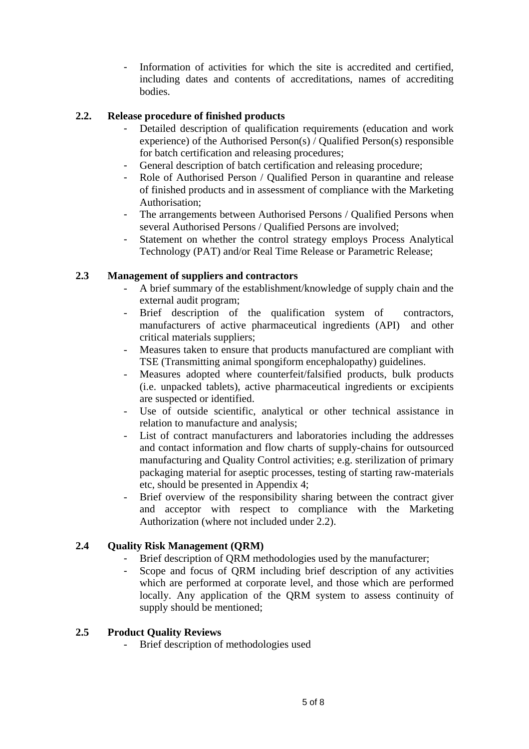- Information of activities for which the site is accredited and certified, including dates and contents of accreditations, names of accrediting bodies.

### 2.2. Release procedure of finished products

- Detailed description of qualification requirements (education and work experience) of the Authorised Person(s) / Qualified Person(s) responsible for batch certification and releasing procedures;
- General description of batch certification and releasing procedure;
- Role of Authorised Person / Qualified Person in quarantine and release of finished products and in assessment of compliance with the Marketing Authorisation;
- The arrangements between Authorised Persons / Qualified Persons when several Authorised Persons / Qualified Persons are involved;
- Statement on whether the control strategy employs Process Analytical Technology (PAT) and/or Real Time Release or Parametric Release;

### 2.3 Management of suppliers and contractors

- A brief summary of the establishment/knowledge of supply chain and the external audit program;
- Brief description of the qualification system of contractors, manufacturers of active pharmaceutical ingredients (API) and other critical materials suppliers;
- Measures taken to ensure that products manufactured are compliant with TSE (Transmitting animal spongiform encephalopathy) guidelines.
- Measures adopted where counterfeit/falsified products, bulk products (i.e. unpacked tablets), active pharmaceutical ingredients or excipients are suspected or identified.
- Use of outside scientific, analytical or other technical assistance in relation to manufacture and analysis;
- List of contract manufacturers and laboratories including the addresses and contact information and flow charts of supply-chains for outsourced manufacturing and Quality Control activities; e.g. sterilization of primary packaging material for aseptic processes, testing of starting raw-materials etc, should be presented in Appendix 4;
- Brief overview of the responsibility sharing between the contract giver and acceptor with respect to compliance with the Marketing Authorization (where not included under 2.2).

### 2.4 Quality Risk Management (QRM)

- Brief description of QRM methodologies used by the manufacturer;
- Scope and focus of QRM including brief description of any activities which are performed at corporate level, and those which are performed locally. Any application of the QRM system to assess continuity of supply should be mentioned;

### 2.5 Product Quality Reviews

- Brief description of methodologies used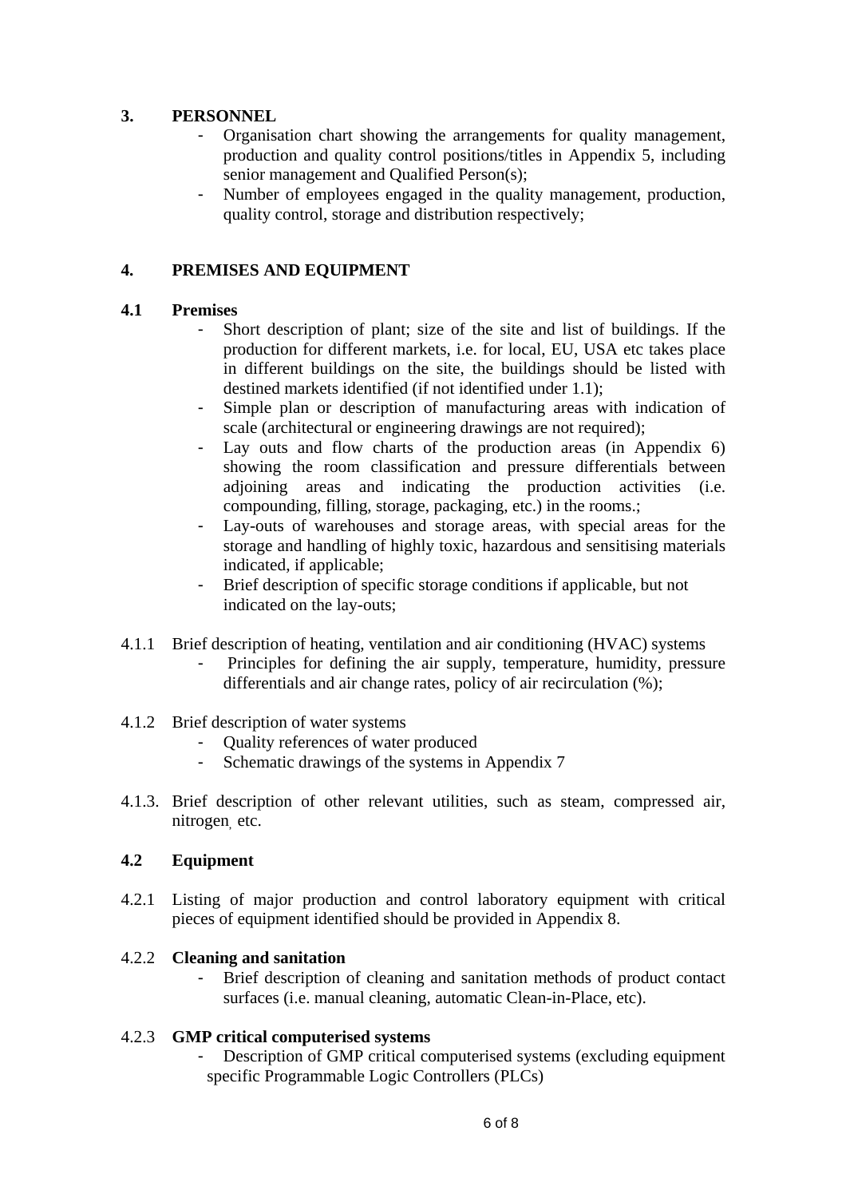## 3. PERSONNEL

- Organisation chart showing the arrangements for quality management, production and quality control positions/titles in Appendix 5, including senior management and Qualified Person(s);
- Number of employees engaged in the quality management, production, quality control, storage and distribution respectively;

## 4. PREMISES AND EQUIPMENT

### 4.1 Premises

- Short description of plant; size of the site and list of buildings. If the production for different markets, i.e. for local, EU, USA etc takes place in different buildings on the site, the buildings should be listed with destined markets identified (if not identified under 1.1);
- Simple plan or description of manufacturing areas with indication of scale (architectural or engineering drawings are not required);
- Lay outs and flow charts of the production areas (in Appendix 6) showing the room classification and pressure differentials between adjoining areas and indicating the production activities (i.e. compounding, filling, storage, packaging, etc.) in the rooms.;
- Lay-outs of warehouses and storage areas, with special areas for the storage and handling of highly toxic, hazardous and sensitising materials indicated, if applicable;
- Brief description of specific storage conditions if applicable, but not indicated on the lay-outs;

4.1.1 Brief description of heating, ventilation and air conditioning (HVAC) systems

- Principles for defining the air supply, temperature, humidity, pressure differentials and air change rates, policy of air recirculation (%);

4.1.2 Brief description of water systems

- Quality references of water produced
- Schematic drawings of the systems in Appendix 7

4.1.3. Brief description of other relevant utilities, such as steam, compressed air, nitrogen, etc.

### 4.2 Equipment

4.2.1 Listing of major production and control laboratory equipment with critical pieces of equipment identified should be provided in Appendix 8.

4.2.2 **Cleaning and sanitation**

- Brief description of cleaning and sanitation methods of product contact surfaces (i.e. manual cleaning, automatic Clean-in-Place, etc).

4.2.3 **GMP critical computerised systems**

- Description of GMP critical computerised systems (excluding equipment specific Programmable Logic Controllers (PLCs)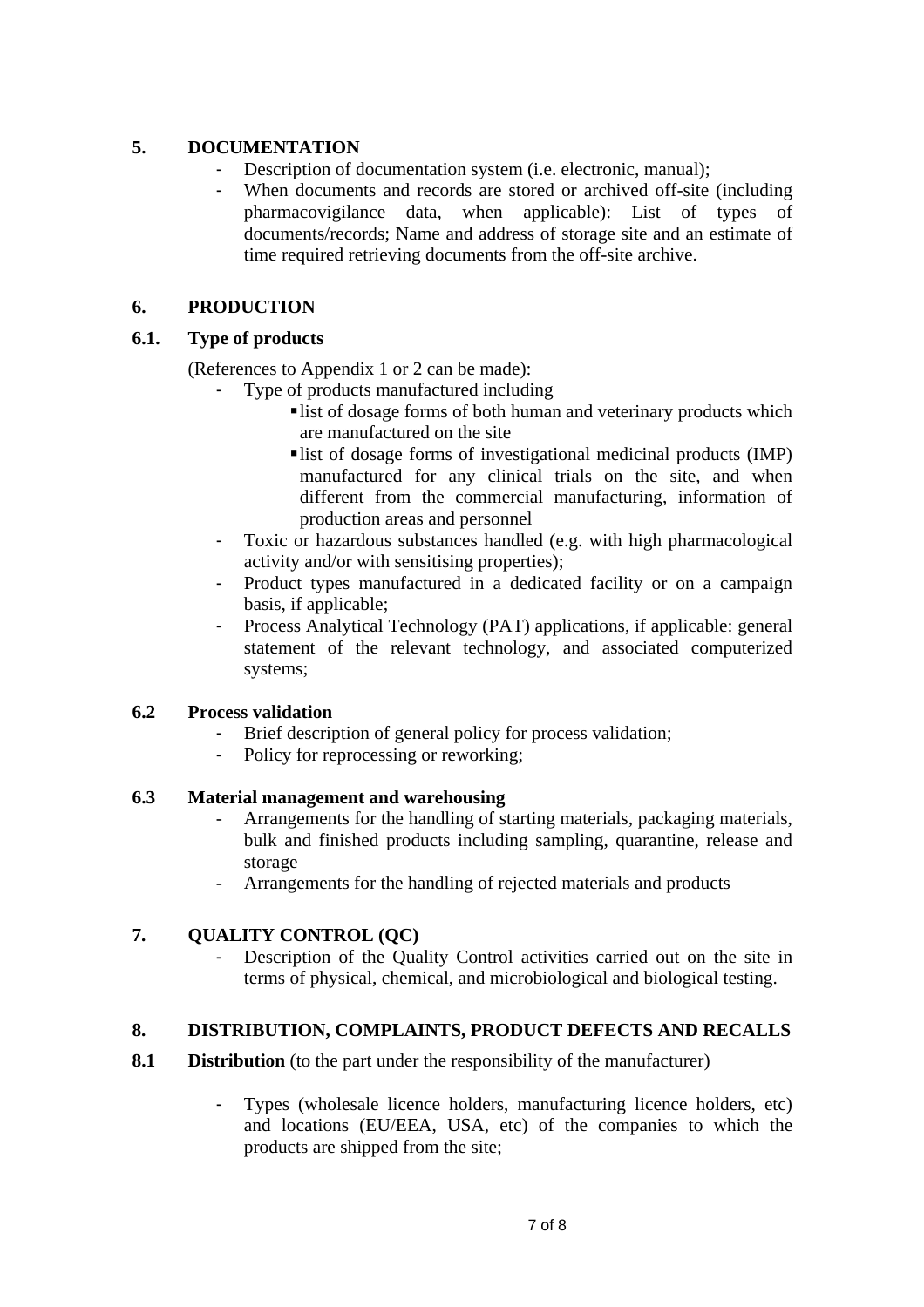## 5. DOCUMENTATION

- Description of documentation system (i.e. electronic, manual);
- When documents and records are stored or archived off-site (including pharmacovigilance data, when applicable): List of types of documents/records; Name and address of storage site and an estimate of time required retrieving documents from the off-site archive.

## 6. PRODUCTION

### 6.1. Type of products

(References to Appendix 1 or 2 can be made):

- Type of products manufactured including
  - list of dosage forms of both human and veterinary products which are manufactured on the site
  - list of dosage forms of investigational medicinal products (IMP) manufactured for any clinical trials on the site, and when different from the commercial manufacturing, information of production areas and personnel
- Toxic or hazardous substances handled (e.g. with high pharmacological activity and/or with sensitising properties);
- Product types manufactured in a dedicated facility or on a campaign basis, if applicable;
- Process Analytical Technology (PAT) applications, if applicable: general statement of the relevant technology, and associated computerized systems;

### 6.2 Process validation

- Brief description of general policy for process validation;
- Policy for reprocessing or reworking;

### 6.3 Material management and warehousing

- Arrangements for the handling of starting materials, packaging materials, bulk and finished products including sampling, quarantine, release and storage
- Arrangements for the handling of rejected materials and products

## 7. QUALITY CONTROL (QC)

- Description of the Quality Control activities carried out on the site in terms of physical, chemical, and microbiological and biological testing.

## 8. DISTRIBUTION, COMPLAINTS, PRODUCT DEFECTS AND RECALLS

### 8.1 **Distribution** (to the part under the responsibility of the manufacturer)

- Types (wholesale licence holders, manufacturing licence holders, etc) and locations (EU/EEA, USA, etc) of the companies to which the products are shipped from the site;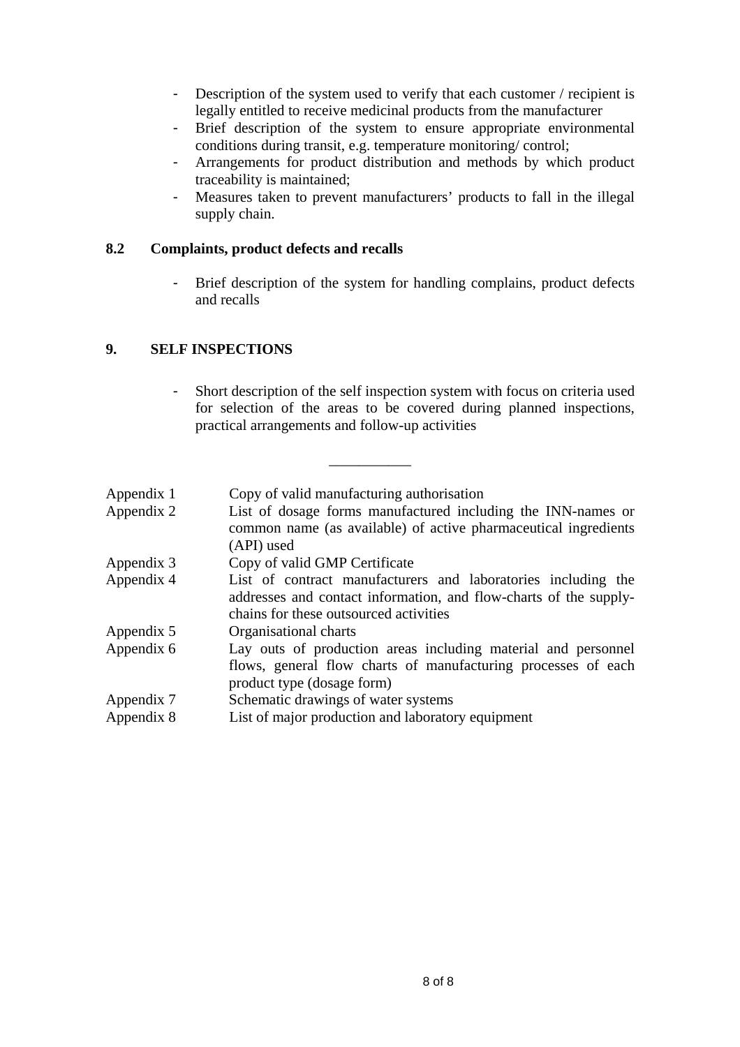- Description of the system used to verify that each customer / recipient is legally entitled to receive medicinal products from the manufacturer
- Brief description of the system to ensure appropriate environmental conditions during transit, e.g. temperature monitoring/ control;
- Arrangements for product distribution and methods by which product traceability is maintained;
- Measures taken to prevent manufacturers' products to fall in the illegal supply chain.

### 8.2 Complaints, product defects and recalls

- Brief description of the system for handling complains, product defects and recalls

## 9. SELF INSPECTIONS

- Short description of the self inspection system with focus on criteria used for selection of the areas to be covered during planned inspections, practical arrangements and follow-up activities

___________

| | |
|---|---|
| Appendix 1 | Copy of valid manufacturing authorisation |
| Appendix 2 | List of dosage forms manufactured including the INN-names or common name (as available) of active pharmaceutical ingredients (API) used |
| Appendix 3 | Copy of valid GMP Certificate |
| Appendix 4 | List of contract manufacturers and laboratories including the addresses and contact information, and flow-charts of the supply-chains for these outsourced activities |
| Appendix 5 | Organisational charts |
| Appendix 6 | Lay outs of production areas including material and personnel flows, general flow charts of manufacturing processes of each product type (dosage form) |
| Appendix 7 | Schematic drawings of water systems |
| Appendix 8 | List of major production and laboratory equipment |